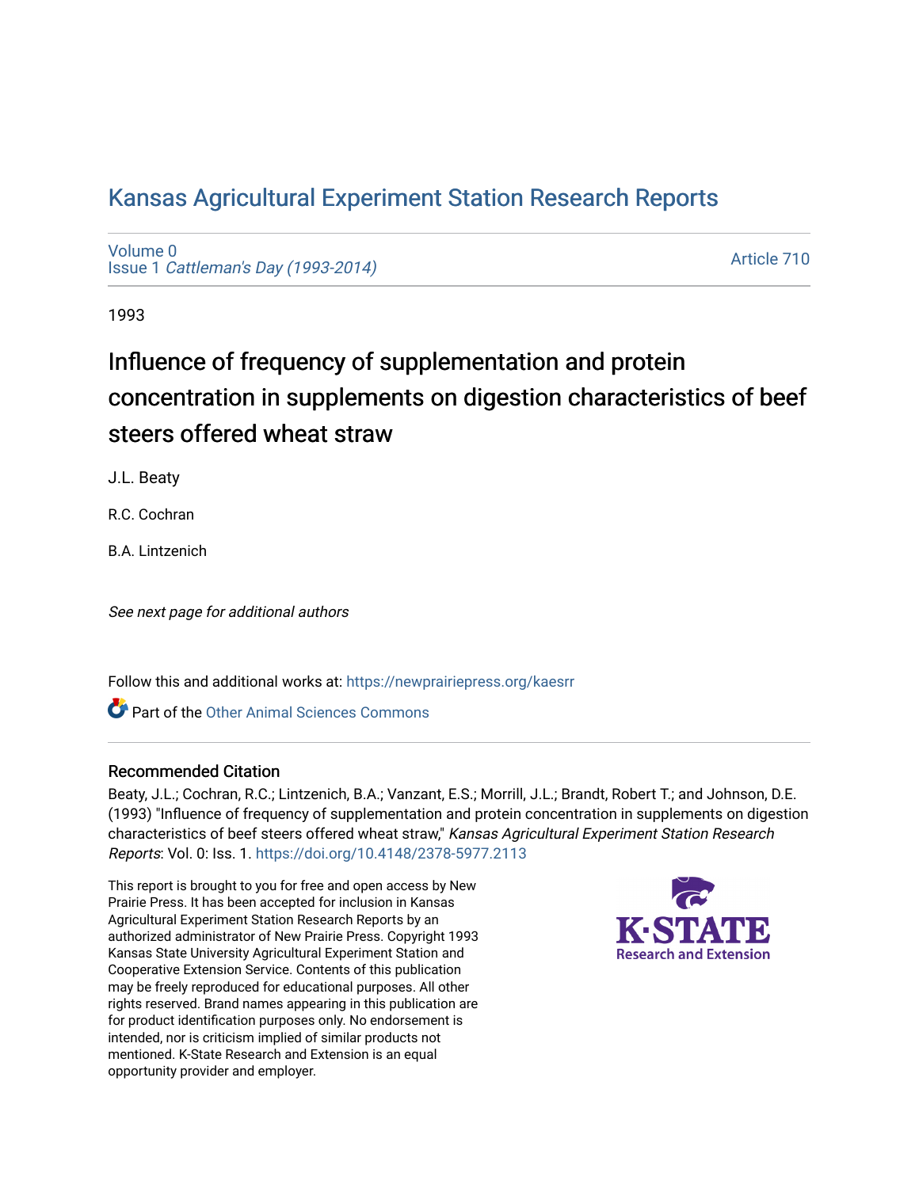# Kansas Agricultural Experiment Station Research Reports

Volume 0
Issue 1 *Cattleman's Day (1993-2014)*

Article 710

1993

## Influence of frequency of supplementation and protein concentration in supplements on digestion characteristics of beef steers offered wheat straw

J.L. Beaty

R.C. Cochran

B.A. Lintzenich

*See next page for additional authors*

Follow this and additional works at: https://newprairiepress.org/kaesrr

Part of the Other Animal Sciences Commons

### Recommended Citation

Beaty, J.L.; Cochran, R.C.; Lintzenich, B.A.; Vanzant, E.S.; Morrill, J.L.; Brandt, Robert T.; and Johnson, D.E. (1993) "Influence of frequency of supplementation and protein concentration in supplements on digestion characteristics of beef steers offered wheat straw," *Kansas Agricultural Experiment Station Research Reports*: Vol. 0: Iss. 1. https://doi.org/10.4148/2378-5977.2113

This report is brought to you for free and open access by New Prairie Press. It has been accepted for inclusion in Kansas Agricultural Experiment Station Research Reports by an authorized administrator of New Prairie Press. Copyright 1993 Kansas State University Agricultural Experiment Station and Cooperative Extension Service. Contents of this publication may be freely reproduced for educational purposes. All other rights reserved. Brand names appearing in this publication are for product identification purposes only. No endorsement is intended, nor is criticism implied of similar products not mentioned. K-State Research and Extension is an equal opportunity provider and employer.

K-STATE Research and Extension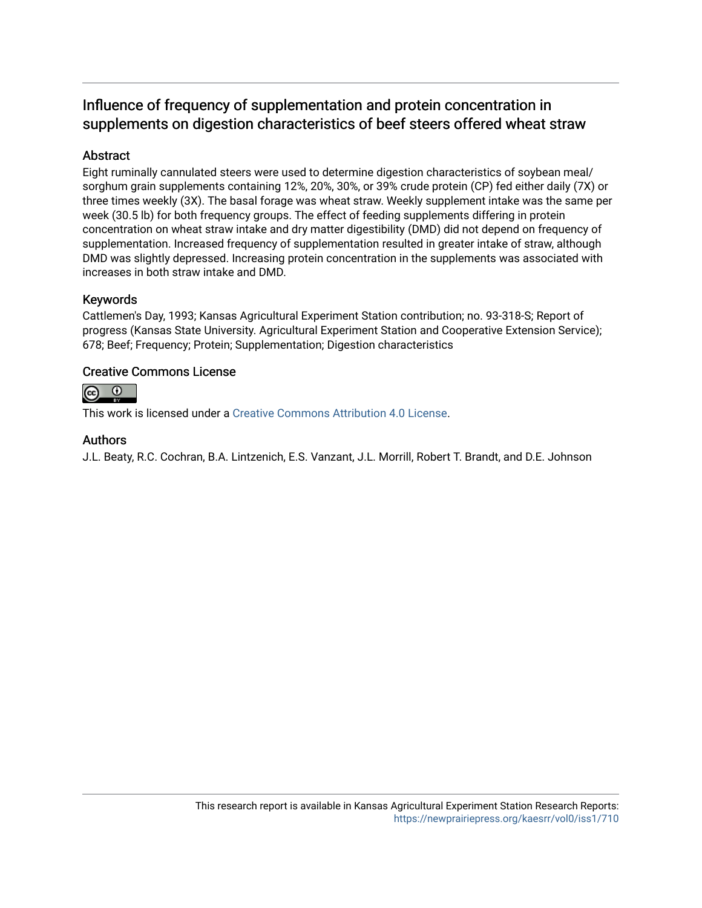# Influence of frequency of supplementation and protein concentration in supplements on digestion characteristics of beef steers offered wheat straw

## Abstract

Eight ruminally cannulated steers were used to determine digestion characteristics of soybean meal/sorghum grain supplements containing 12%, 20%, 30%, or 39% crude protein (CP) fed either daily (7X) or three times weekly (3X). The basal forage was wheat straw. Weekly supplement intake was the same per week (30.5 lb) for both frequency groups. The effect of feeding supplements differing in protein concentration on wheat straw intake and dry matter digestibility (DMD) did not depend on frequency of supplementation. Increased frequency of supplementation resulted in greater intake of straw, although DMD was slightly depressed. Increasing protein concentration in the supplements was associated with increases in both straw intake and DMD.

## Keywords

Cattlemen's Day, 1993; Kansas Agricultural Experiment Station contribution; no. 93-318-S; Report of progress (Kansas State University. Agricultural Experiment Station and Cooperative Extension Service); 678; Beef; Frequency; Protein; Supplementation; Digestion characteristics

## Creative Commons License

This work is licensed under a Creative Commons Attribution 4.0 License.

## Authors

J.L. Beaty, R.C. Cochran, B.A. Lintzenich, E.S. Vanzant, J.L. Morrill, Robert T. Brandt, and D.E. Johnson

This research report is available in Kansas Agricultural Experiment Station Research Reports: https://newprairiepress.org/kaesrr/vol0/iss1/710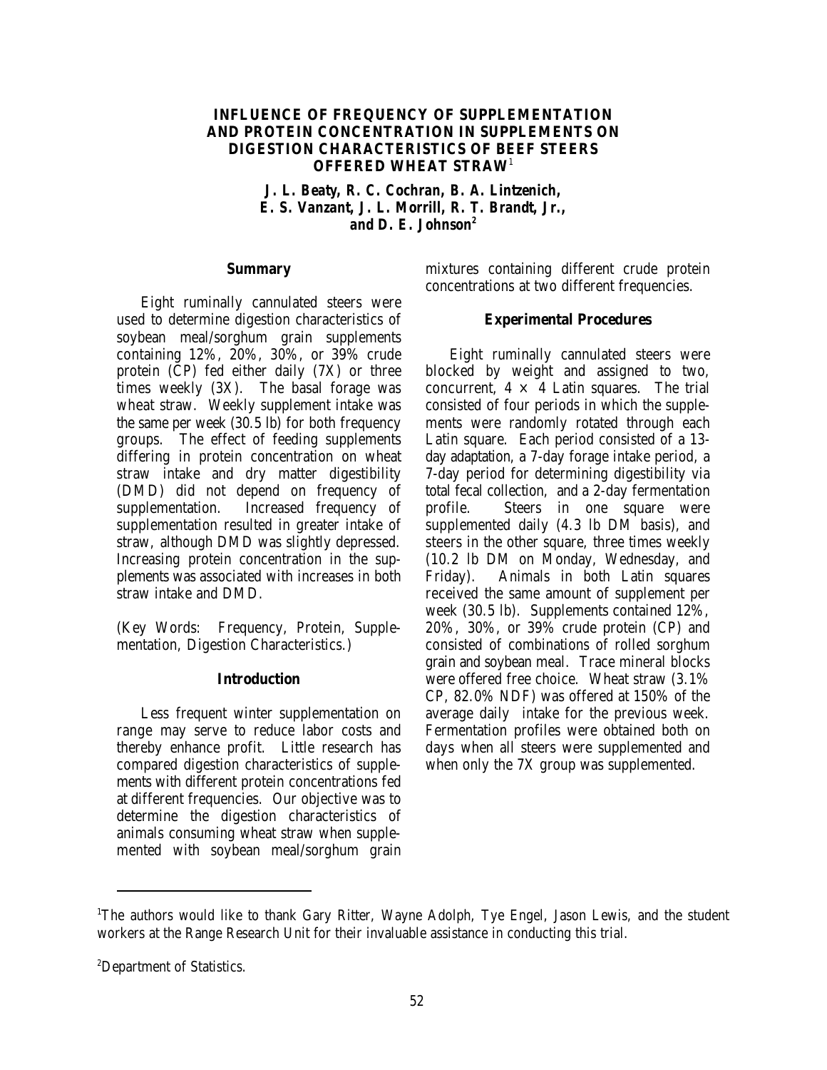# INFLUENCE OF FREQUENCY OF SUPPLEMENTATION AND PROTEIN CONCENTRATION IN SUPPLEMENTS ON DIGESTION CHARACTERISTICS OF BEEF STEERS OFFERED WHEAT STRAW[1]

***J. L. Beaty, R. C. Cochran, B. A. Lintzenich, E. S. Vanzant, J. L. Morrill, R. T. Brandt, Jr., and D. E. Johnson[2]***

## Summary

Eight ruminally cannulated steers were used to determine digestion characteristics of soybean meal/sorghum grain supplements containing 12%, 20%, 30%, or 39% crude protein (CP) fed either daily (7X) or three times weekly (3X). The basal forage was wheat straw. Weekly supplement intake was the same per week (30.5 lb) for both frequency groups. The effect of feeding supplements differing in protein concentration on wheat straw intake and dry matter digestibility (DMD) did not depend on frequency of supplementation. Increased frequency of supplementation resulted in greater intake of straw, although DMD was slightly depressed. Increasing protein concentration in the supplements was associated with increases in both straw intake and DMD.

(Key Words: Frequency, Protein, Supplementation, Digestion Characteristics.)

## Introduction

Less frequent winter supplementation on range may serve to reduce labor costs and thereby enhance profit. Little research has compared digestion characteristics of supplements with different protein concentrations fed at different frequencies. Our objective was to determine the digestion characteristics of animals consuming wheat straw when supplemented with soybean meal/sorghum grain mixtures containing different crude protein concentrations at two different frequencies.

## Experimental Procedures

Eight ruminally cannulated steers were blocked by weight and assigned to two, concurrent, $4 \times 4$ Latin squares. The trial consisted of four periods in which the supplements were randomly rotated through each Latin square. Each period consisted of a 13-day adaptation, a 7-day forage intake period, a 7-day period for determining digestibility via total fecal collection, and a 2-day fermentation profile. Steers in one square were supplemented daily (4.3 lb DM basis), and steers in the other square, three times weekly (10.2 lb DM on Monday, Wednesday, and Friday). Animals in both Latin squares received the same amount of supplement per week (30.5 lb). Supplements contained 12%, 20%, 30%, or 39% crude protein (CP) and consisted of combinations of rolled sorghum grain and soybean meal. Trace mineral blocks were offered free choice. Wheat straw (3.1% CP, 82.0% NDF) was offered at 150% of the average daily intake for the previous week. Fermentation profiles were obtained both on days when all steers were supplemented and when only the 7X group was supplemented.

---

[1]The authors would like to thank Gary Ritter, Wayne Adolph, Tye Engel, Jason Lewis, and the student workers at the Range Research Unit for their invaluable assistance in conducting this trial.

[2]Department of Statistics.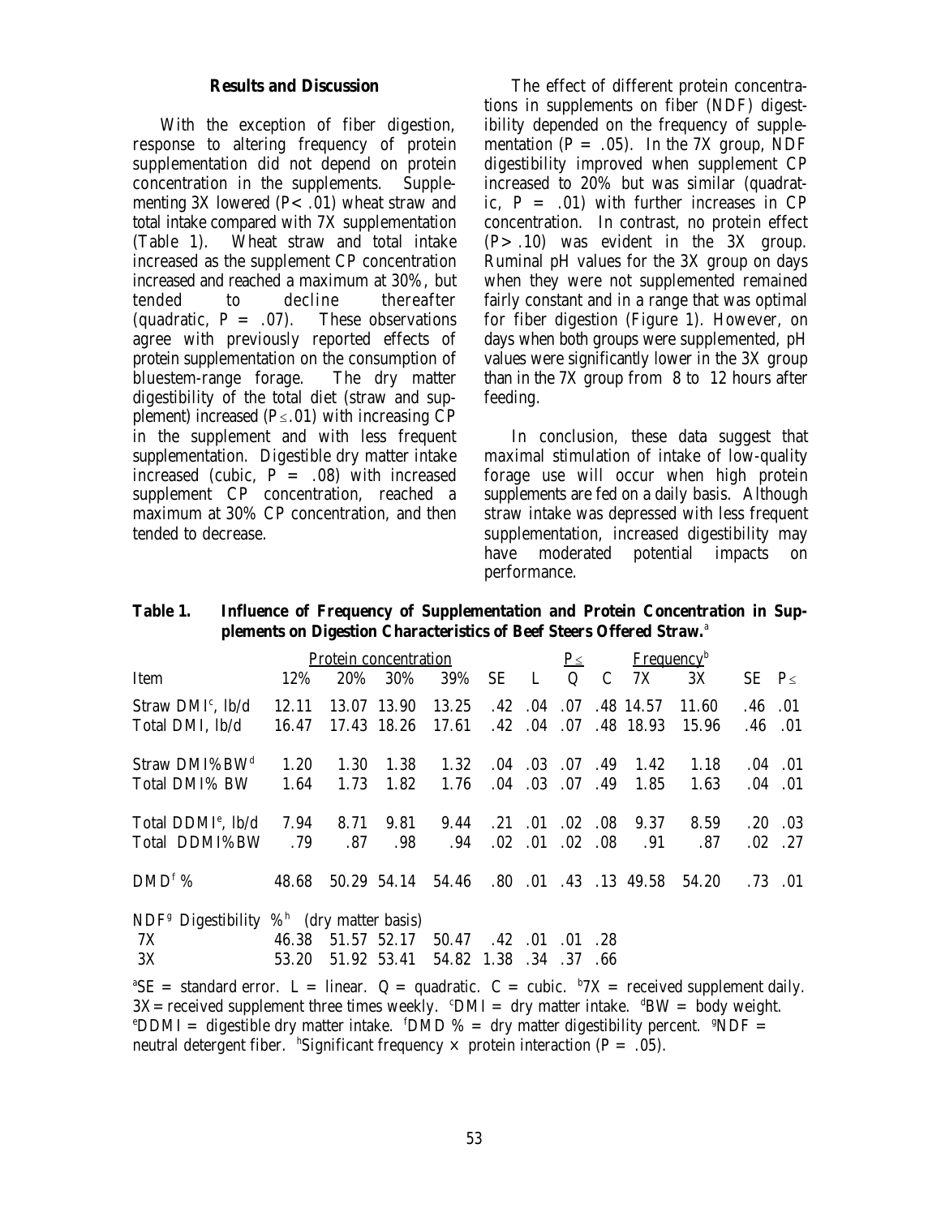## Results and Discussion

With the exception of fiber digestion, response to altering frequency of protein supplementation did not depend on protein concentration in the supplements. Supplementing 3X lowered ($P < .01$) wheat straw and total intake compared with 7X supplementation (Table 1). Wheat straw and total intake increased as the supplement CP concentration increased and reached a maximum at 30%, but tended to decline thereafter (quadratic, $P = .07$). These observations agree with previously reported effects of protein supplementation on the consumption of bluestem-range forage. The dry matter digestibility of the total diet (straw and supplement) increased ($P \leq .01$) with increasing CP in the supplement and with less frequent supplementation. Digestible dry matter intake increased (cubic, $P = .08$) with increased supplement CP concentration, reached a maximum at 30% CP concentration, and then tended to decrease.

The effect of different protein concentrations in supplements on fiber (NDF) digestibility depended on the frequency of supplementation ($P = .05$). In the 7X group, NDF digestibility improved when supplement CP increased to 20% but was similar (quadratic, $P = .01$) with further increases in CP concentration. In contrast, no protein effect ($P > .10$) was evident in the 3X group. Ruminal pH values for the 3X group on days when they were not supplemented remained fairly constant and in a range that was optimal for fiber digestion (Figure 1). However, on days when both groups were supplemented, pH values were significantly lower in the 3X group than in the 7X group from 8 to 12 hours after feeding.

In conclusion, these data suggest that maximal stimulation of intake of low-quality forage use will occur when high protein supplements are fed on a daily basis. Although straw intake was depressed with less frequent supplementation, increased digestibility may have moderated potential impacts on performance.

**Table 1. Influence of Frequency of Supplementation and Protein Concentration in Supplements on Digestion Characteristics of Beef Steers Offered Straw.**[a]

| | Protein concentration | | | | | $P \leq$ | | | Frequency[b] | | | |
|---|---|---|---|---|---|---|---|---|---|---|---|---|
| Item | 12% | 20% | 30% | 39% | SE | L | Q | C | 7X | 3X | SE | $P \leq$ |
| Straw DMI[c], lb/d | 12.11 | 13.07 | 13.90 | 13.25 | .42 | .04 | .07 | .48 | 14.57 | 11.60 | .46 | .01 |
| Total DMI, lb/d | 16.47 | 17.43 | 18.26 | 17.61 | .42 | .04 | .07 | .48 | 18.93 | 15.96 | .46 | .01 |
| Straw DMI% BW[d] | 1.20 | 1.30 | 1.38 | 1.32 | .04 | .03 | .07 | .49 | 1.42 | 1.18 | .04 | .01 |
| Total DMI% BW | 1.64 | 1.73 | 1.82 | 1.76 | .04 | .03 | .07 | .49 | 1.85 | 1.63 | .04 | .01 |
| Total DDMI[e], lb/d | 7.94 | 8.71 | 9.81 | 9.44 | .21 | .01 | .02 | .08 | 9.37 | 8.59 | .20 | .03 |
| Total DDMI% BW | .79 | .87 | .98 | .94 | .02 | .01 | .02 | .08 | .91 | .87 | .02 | .27 |
| DMD[f] % | 48.68 | 50.29 | 54.14 | 54.46 | .80 | .01 | .43 | .13 | 49.58 | 54.20 | .73 | .01 |
| NDF[g] Digestibility %[h] (dry matter basis) | | | | | | | | | | | | |
| 7X | 46.38 | 51.57 | 52.17 | 50.47 | .42 | .01 | .01 | .28 | | | | |
| 3X | 53.20 | 51.92 | 53.41 | 54.82 | 1.38 | .34 | .37 | .66 | | | | |

[a]SE = standard error. L = linear. Q = quadratic. C = cubic. [b]7X = received supplement daily. 3X = received supplement three times weekly. [c]DMI = dry matter intake. [d]BW = body weight. [e]DDMI = digestible dry matter intake. [f]DMD % = dry matter digestibility percent. [g]NDF = neutral detergent fiber. [h]Significant frequency × protein interaction ($P = .05$).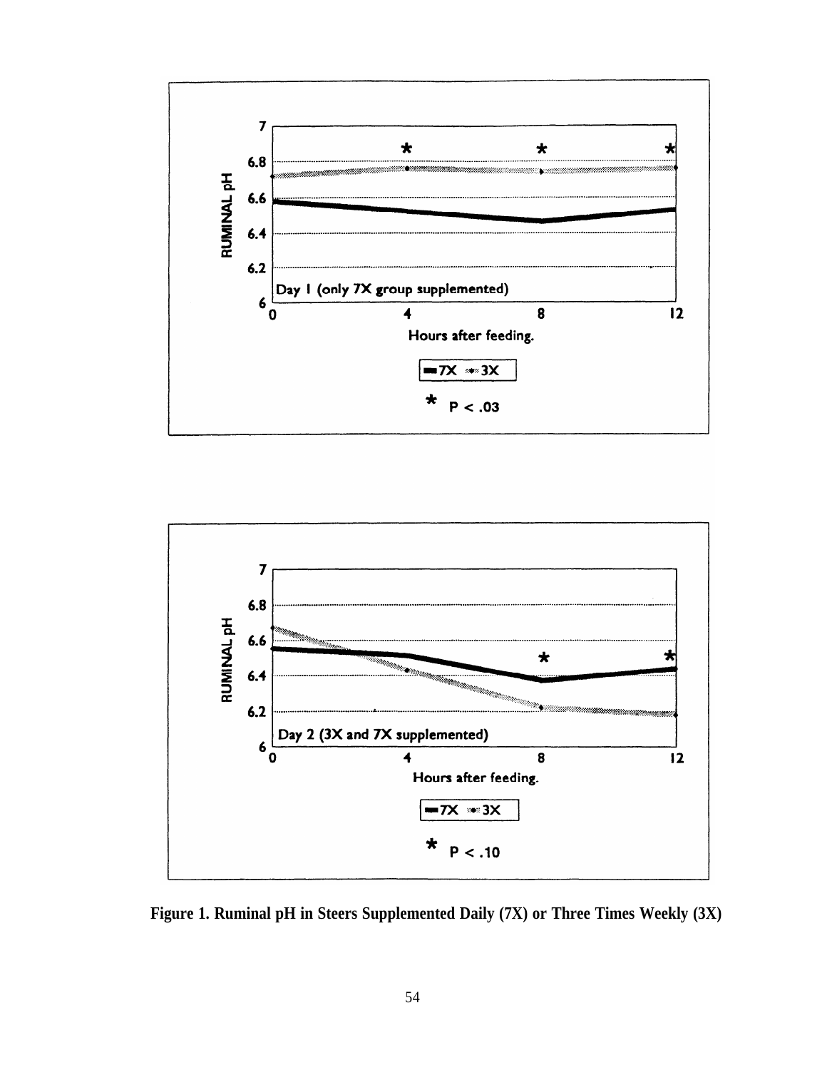7

6.8

6.6

6.4

6.2

6

RUMINAL pH

0 4 8 12

Hours after feeding.

Day 1 (only 7X group supplemented)

7X 3X

* P < .03

7

6.8

6.6

6.4

6.2

6

RUMINAL pH

0 4 8 12

Hours after feeding.

Day 2 (3X and 7X supplemented)

7X 3X

* P < .10

**Figure 1. Ruminal pH in Steers Supplemented Daily (7X) or Three Times Weekly (3X)**